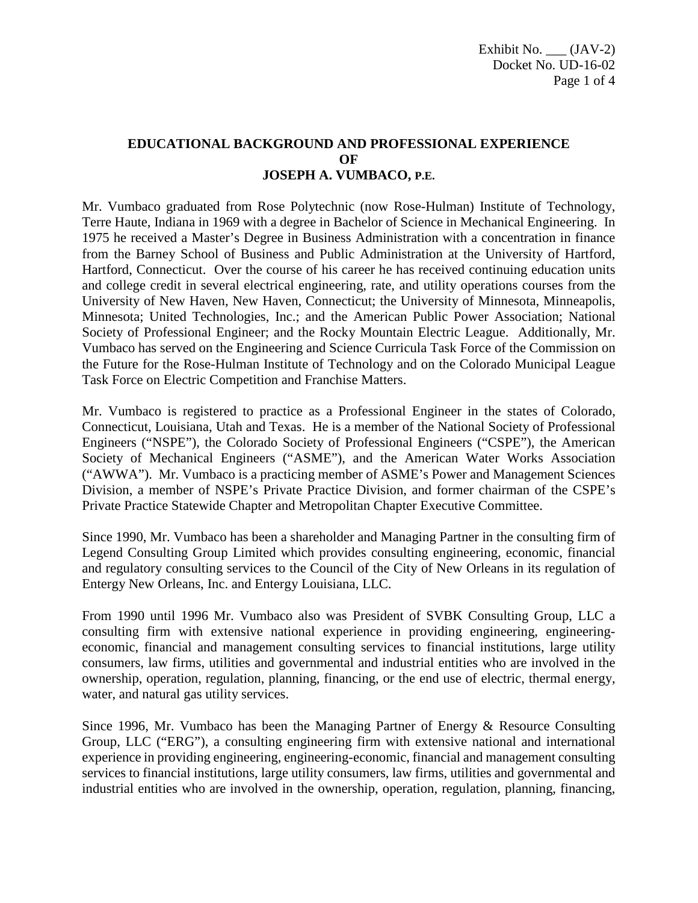# EDUCATIONAL BACKGROUND AND PROFESSIONAL EXPERIENCE OF JOSEPH A. VUMBACO, P.E.

Mr. Vumbaco graduated from Rose Polytechnic (now Rose-Hulman) Institute of Technology, Terre Haute, Indiana in 1969 with a degree in Bachelor of Science in Mechanical Engineering. In 1975 he received a Master's Degree in Business Administration with a concentration in finance from the Barney School of Business and Public Administration at the University of Hartford, Hartford, Connecticut. Over the course of his career he has received continuing education units and college credit in several electrical engineering, rate, and utility operations courses from the University of New Haven, New Haven, Connecticut; the University of Minnesota, Minneapolis, Minnesota; United Technologies, Inc.; and the American Public Power Association; National Society of Professional Engineer; and the Rocky Mountain Electric League. Additionally, Mr. Vumbaco has served on the Engineering and Science Curricula Task Force of the Commission on the Future for the Rose-Hulman Institute of Technology and on the Colorado Municipal League Task Force on Electric Competition and Franchise Matters.

Mr. Vumbaco is registered to practice as a Professional Engineer in the states of Colorado, Connecticut, Louisiana, Utah and Texas. He is a member of the National Society of Professional Engineers ("NSPE"), the Colorado Society of Professional Engineers ("CSPE"), the American Society of Mechanical Engineers ("ASME"), and the American Water Works Association ("AWWA"). Mr. Vumbaco is a practicing member of ASME's Power and Management Sciences Division, a member of NSPE's Private Practice Division, and former chairman of the CSPE's Private Practice Statewide Chapter and Metropolitan Chapter Executive Committee.

Since 1990, Mr. Vumbaco has been a shareholder and Managing Partner in the consulting firm of Legend Consulting Group Limited which provides consulting engineering, economic, financial and regulatory consulting services to the Council of the City of New Orleans in its regulation of Entergy New Orleans, Inc. and Entergy Louisiana, LLC.

From 1990 until 1996 Mr. Vumbaco also was President of SVBK Consulting Group, LLC a consulting firm with extensive national experience in providing engineering, engineering-economic, financial and management consulting services to financial institutions, large utility consumers, law firms, utilities and governmental and industrial entities who are involved in the ownership, operation, regulation, planning, financing, or the end use of electric, thermal energy, water, and natural gas utility services.

Since 1996, Mr. Vumbaco has been the Managing Partner of Energy & Resource Consulting Group, LLC ("ERG"), a consulting engineering firm with extensive national and international experience in providing engineering, engineering-economic, financial and management consulting services to financial institutions, large utility consumers, law firms, utilities and governmental and industrial entities who are involved in the ownership, operation, regulation, planning, financing,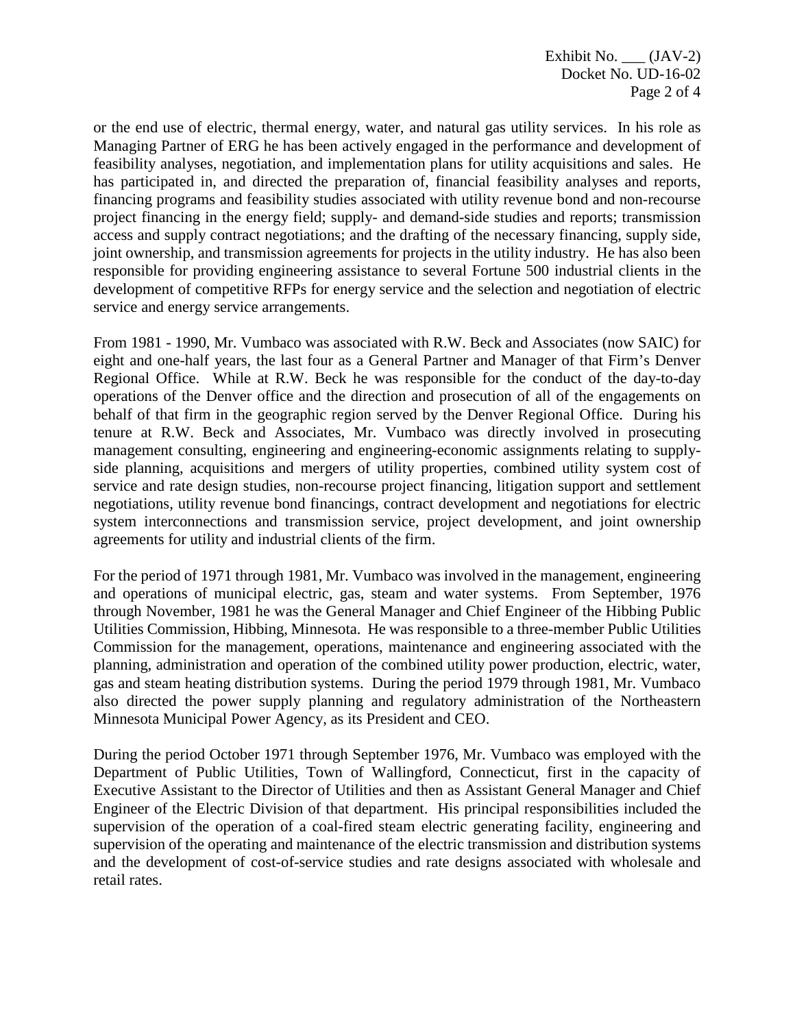or the end use of electric, thermal energy, water, and natural gas utility services. In his role as Managing Partner of ERG he has been actively engaged in the performance and development of feasibility analyses, negotiation, and implementation plans for utility acquisitions and sales. He has participated in, and directed the preparation of, financial feasibility analyses and reports, financing programs and feasibility studies associated with utility revenue bond and non-recourse project financing in the energy field; supply- and demand-side studies and reports; transmission access and supply contract negotiations; and the drafting of the necessary financing, supply side, joint ownership, and transmission agreements for projects in the utility industry. He has also been responsible for providing engineering assistance to several Fortune 500 industrial clients in the development of competitive RFPs for energy service and the selection and negotiation of electric service and energy service arrangements.

From 1981 - 1990, Mr. Vumbaco was associated with R.W. Beck and Associates (now SAIC) for eight and one-half years, the last four as a General Partner and Manager of that Firm's Denver Regional Office. While at R.W. Beck he was responsible for the conduct of the day-to-day operations of the Denver office and the direction and prosecution of all of the engagements on behalf of that firm in the geographic region served by the Denver Regional Office. During his tenure at R.W. Beck and Associates, Mr. Vumbaco was directly involved in prosecuting management consulting, engineering and engineering-economic assignments relating to supply-side planning, acquisitions and mergers of utility properties, combined utility system cost of service and rate design studies, non-recourse project financing, litigation support and settlement negotiations, utility revenue bond financings, contract development and negotiations for electric system interconnections and transmission service, project development, and joint ownership agreements for utility and industrial clients of the firm.

For the period of 1971 through 1981, Mr. Vumbaco was involved in the management, engineering and operations of municipal electric, gas, steam and water systems. From September, 1976 through November, 1981 he was the General Manager and Chief Engineer of the Hibbing Public Utilities Commission, Hibbing, Minnesota. He was responsible to a three-member Public Utilities Commission for the management, operations, maintenance and engineering associated with the planning, administration and operation of the combined utility power production, electric, water, gas and steam heating distribution systems. During the period 1979 through 1981, Mr. Vumbaco also directed the power supply planning and regulatory administration of the Northeastern Minnesota Municipal Power Agency, as its President and CEO.

During the period October 1971 through September 1976, Mr. Vumbaco was employed with the Department of Public Utilities, Town of Wallingford, Connecticut, first in the capacity of Executive Assistant to the Director of Utilities and then as Assistant General Manager and Chief Engineer of the Electric Division of that department. His principal responsibilities included the supervision of the operation of a coal-fired steam electric generating facility, engineering and supervision of the operating and maintenance of the electric transmission and distribution systems and the development of cost-of-service studies and rate designs associated with wholesale and retail rates.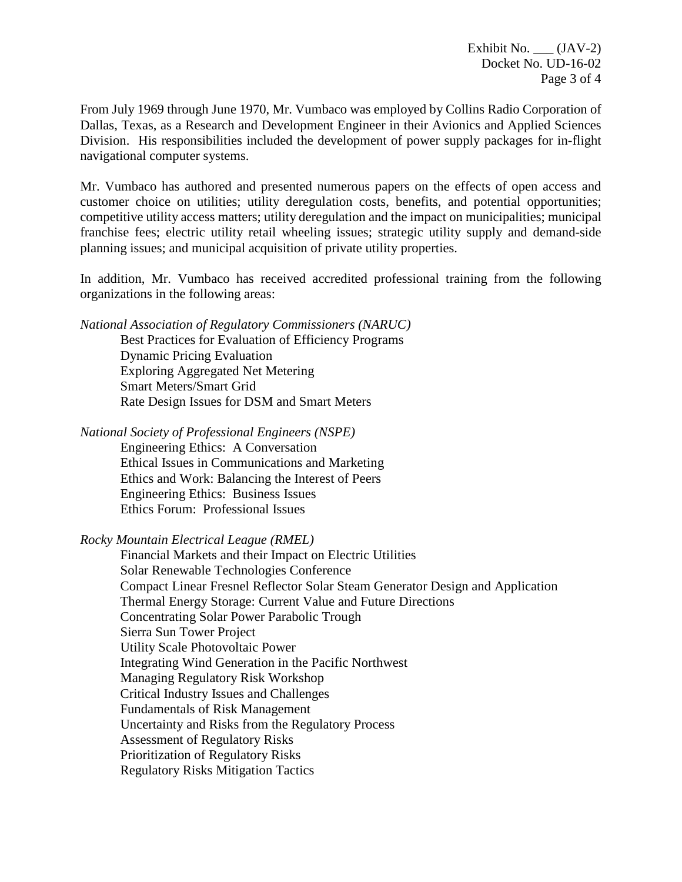From July 1969 through June 1970, Mr. Vumbaco was employed by Collins Radio Corporation of Dallas, Texas, as a Research and Development Engineer in their Avionics and Applied Sciences Division. His responsibilities included the development of power supply packages for in-flight navigational computer systems.

Mr. Vumbaco has authored and presented numerous papers on the effects of open access and customer choice on utilities; utility deregulation costs, benefits, and potential opportunities; competitive utility access matters; utility deregulation and the impact on municipalities; municipal franchise fees; electric utility retail wheeling issues; strategic utility supply and demand-side planning issues; and municipal acquisition of private utility properties.

In addition, Mr. Vumbaco has received accredited professional training from the following organizations in the following areas:

*National Association of Regulatory Commissioners (NARUC)*

- Best Practices for Evaluation of Efficiency Programs
- Dynamic Pricing Evaluation
- Exploring Aggregated Net Metering
- Smart Meters/Smart Grid
- Rate Design Issues for DSM and Smart Meters

*National Society of Professional Engineers (NSPE)*

- Engineering Ethics: A Conversation
- Ethical Issues in Communications and Marketing
- Ethics and Work: Balancing the Interest of Peers
- Engineering Ethics: Business Issues
- Ethics Forum: Professional Issues

*Rocky Mountain Electrical League (RMEL)*

- Financial Markets and their Impact on Electric Utilities
- Solar Renewable Technologies Conference
- Compact Linear Fresnel Reflector Solar Steam Generator Design and Application
- Thermal Energy Storage: Current Value and Future Directions
- Concentrating Solar Power Parabolic Trough
- Sierra Sun Tower Project
- Utility Scale Photovoltaic Power
- Integrating Wind Generation in the Pacific Northwest
- Managing Regulatory Risk Workshop
- Critical Industry Issues and Challenges
- Fundamentals of Risk Management
- Uncertainty and Risks from the Regulatory Process
- Assessment of Regulatory Risks
- Prioritization of Regulatory Risks
- Regulatory Risks Mitigation Tactics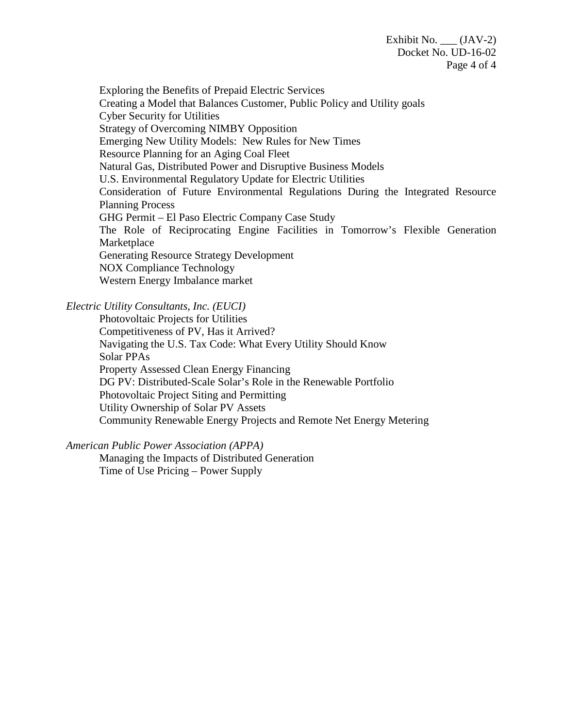Exploring the Benefits of Prepaid Electric Services
Creating a Model that Balances Customer, Public Policy and Utility goals
Cyber Security for Utilities
Strategy of Overcoming NIMBY Opposition
Emerging New Utility Models: New Rules for New Times
Resource Planning for an Aging Coal Fleet
Natural Gas, Distributed Power and Disruptive Business Models
U.S. Environmental Regulatory Update for Electric Utilities
Consideration of Future Environmental Regulations During the Integrated Resource Planning Process
GHG Permit – El Paso Electric Company Case Study
The Role of Reciprocating Engine Facilities in Tomorrow's Flexible Generation Marketplace
Generating Resource Strategy Development
NOX Compliance Technology
Western Energy Imbalance market

*Electric Utility Consultants, Inc. (EUCI)*

Photovoltaic Projects for Utilities
Competitiveness of PV, Has it Arrived?
Navigating the U.S. Tax Code: What Every Utility Should Know
Solar PPAs
Property Assessed Clean Energy Financing
DG PV: Distributed-Scale Solar's Role in the Renewable Portfolio
Photovoltaic Project Siting and Permitting
Utility Ownership of Solar PV Assets
Community Renewable Energy Projects and Remote Net Energy Metering

*American Public Power Association (APPA)*

Managing the Impacts of Distributed Generation
Time of Use Pricing – Power Supply